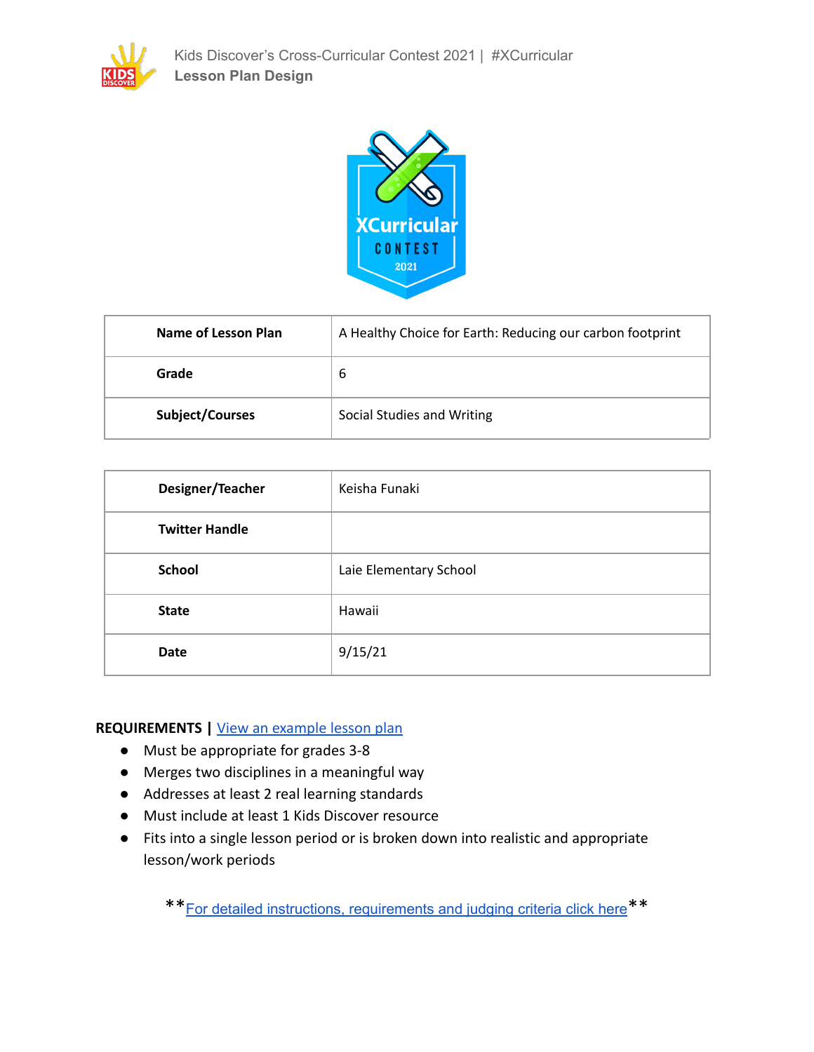| Name of Lesson Plan | A Healthy Choice for Earth: Reducing our carbon footprint |
|---|---|
| Grade | 6 |
| Subject/Courses | Social Studies and Writing |

| Designer/Teacher | Keisha Funaki |
|---|---|
| Twitter Handle | |
| School | Laie Elementary School |
| State | Hawaii |
| Date | 9/15/21 |

**REQUIREMENTS |** [View an example lesson plan]

- Must be appropriate for grades 3-8
- Merges two disciplines in a meaningful way
- Addresses at least 2 real learning standards
- Must include at least 1 Kids Discover resource
- Fits into a single lesson period or is broken down into realistic and appropriate lesson/work periods

**[For detailed instructions, requirements and judging criteria click here]**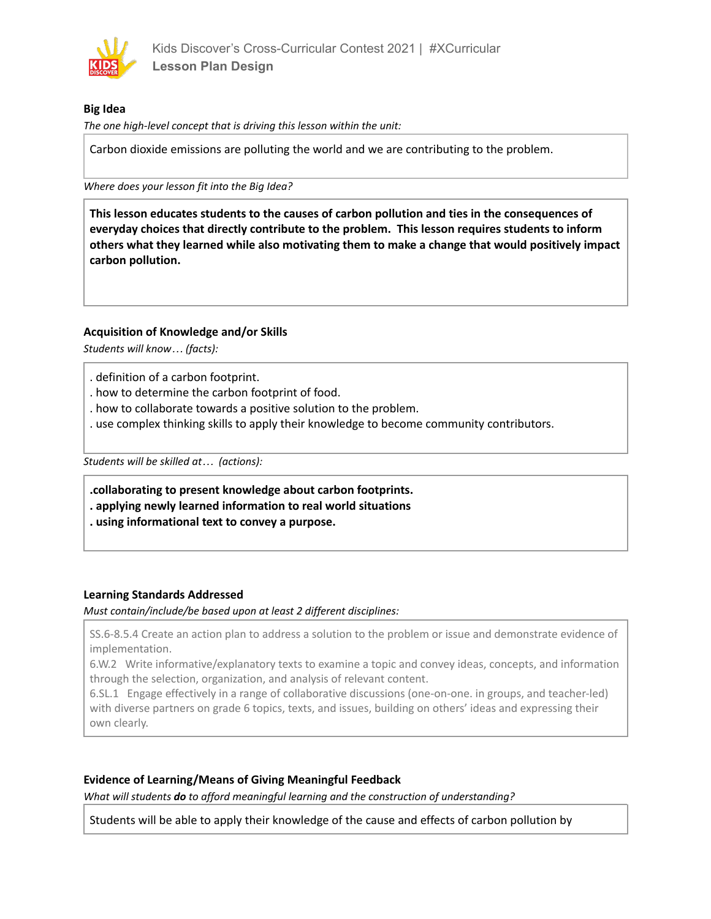**Big Idea**

*The one high-level concept that is driving this lesson within the unit:*

Carbon dioxide emissions are polluting the world and we are contributing to the problem.

*Where does your lesson fit into the Big Idea?*

**This lesson educates students to the causes of carbon pollution and ties in the consequences of everyday choices that directly contribute to the problem. This lesson requires students to inform others what they learned while also motivating them to make a change that would positively impact carbon pollution.**

**Acquisition of Knowledge and/or Skills**

*Students will know… (facts):*

. definition of a carbon footprint.
. how to determine the carbon footprint of food.
. how to collaborate towards a positive solution to the problem.
. use complex thinking skills to apply their knowledge to become community contributors.

*Students will be skilled at… (actions):*

**.collaborating to present knowledge about carbon footprints.**
**. applying newly learned information to real world situations**
**. using informational text to convey a purpose.**

**Learning Standards Addressed**

*Must contain/include/be based upon at least 2 different disciplines:*

SS.6-8.5.4 Create an action plan to address a solution to the problem or issue and demonstrate evidence of implementation.
6.W.2 Write informative/explanatory texts to examine a topic and convey ideas, concepts, and information through the selection, organization, and analysis of relevant content.
6.SL.1 Engage effectively in a range of collaborative discussions (one-on-one. in groups, and teacher-led) with diverse partners on grade 6 topics, texts, and issues, building on others' ideas and expressing their own clearly.

**Evidence of Learning/Means of Giving Meaningful Feedback**

*What will students **do** to afford meaningful learning and the construction of understanding?*

Students will be able to apply their knowledge of the cause and effects of carbon pollution by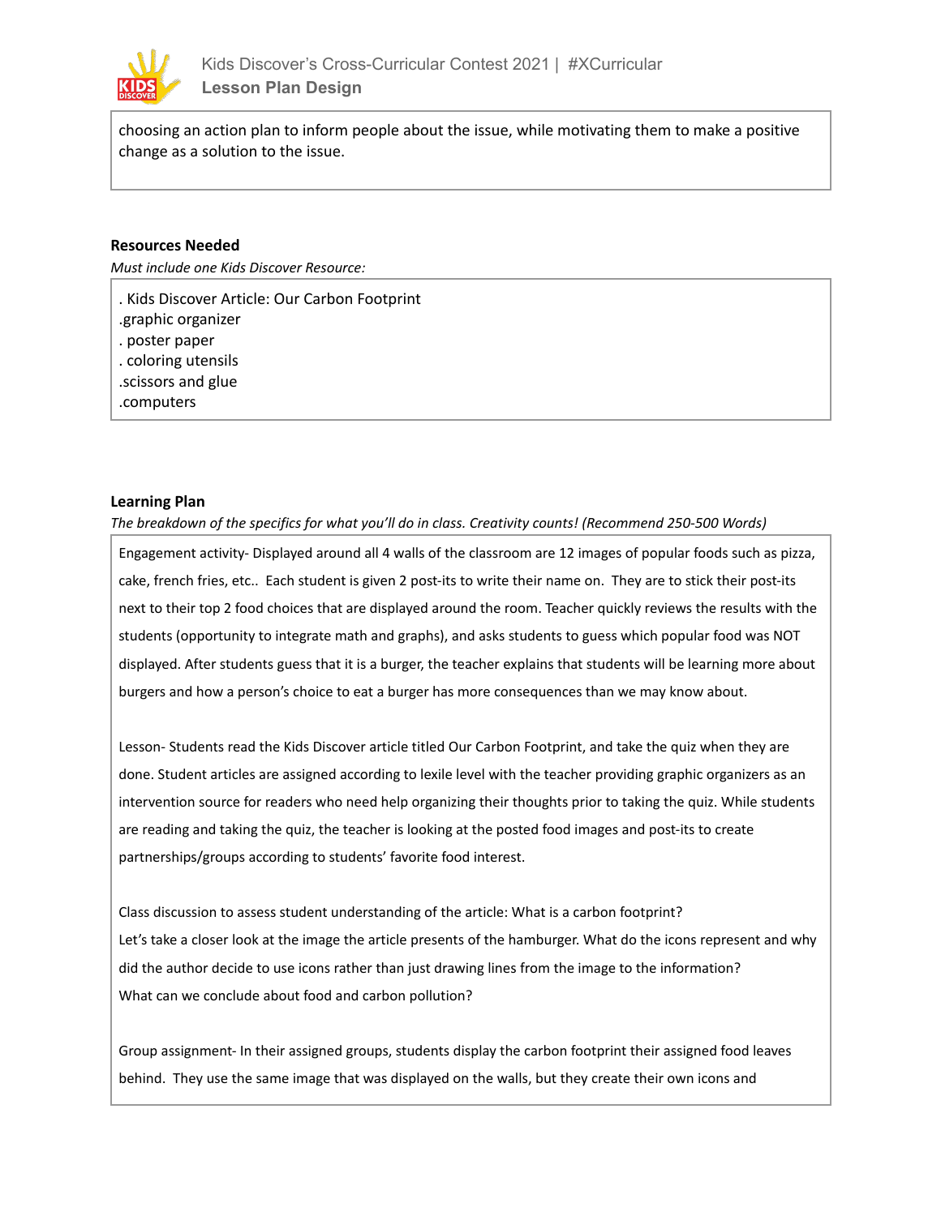choosing an action plan to inform people about the issue, while motivating them to make a positive change as a solution to the issue.

**Resources Needed**

*Must include one Kids Discover Resource:*

. Kids Discover Article: Our Carbon Footprint
.graphic organizer
. poster paper
. coloring utensils
.scissors and glue
.computers

**Learning Plan**

*The breakdown of the specifics for what you'll do in class. Creativity counts! (Recommend 250-500 Words)*

Engagement activity- Displayed around all 4 walls of the classroom are 12 images of popular foods such as pizza, cake, french fries, etc.. Each student is given 2 post-its to write their name on. They are to stick their post-its next to their top 2 food choices that are displayed around the room. Teacher quickly reviews the results with the students (opportunity to integrate math and graphs), and asks students to guess which popular food was NOT displayed. After students guess that it is a burger, the teacher explains that students will be learning more about burgers and how a person's choice to eat a burger has more consequences than we may know about.

Lesson- Students read the Kids Discover article titled Our Carbon Footprint, and take the quiz when they are done. Student articles are assigned according to lexile level with the teacher providing graphic organizers as an intervention source for readers who need help organizing their thoughts prior to taking the quiz. While students are reading and taking the quiz, the teacher is looking at the posted food images and post-its to create partnerships/groups according to students' favorite food interest.

Class discussion to assess student understanding of the article: What is a carbon footprint?
Let's take a closer look at the image the article presents of the hamburger. What do the icons represent and why did the author decide to use icons rather than just drawing lines from the image to the information?
What can we conclude about food and carbon pollution?

Group assignment- In their assigned groups, students display the carbon footprint their assigned food leaves behind. They use the same image that was displayed on the walls, but they create their own icons and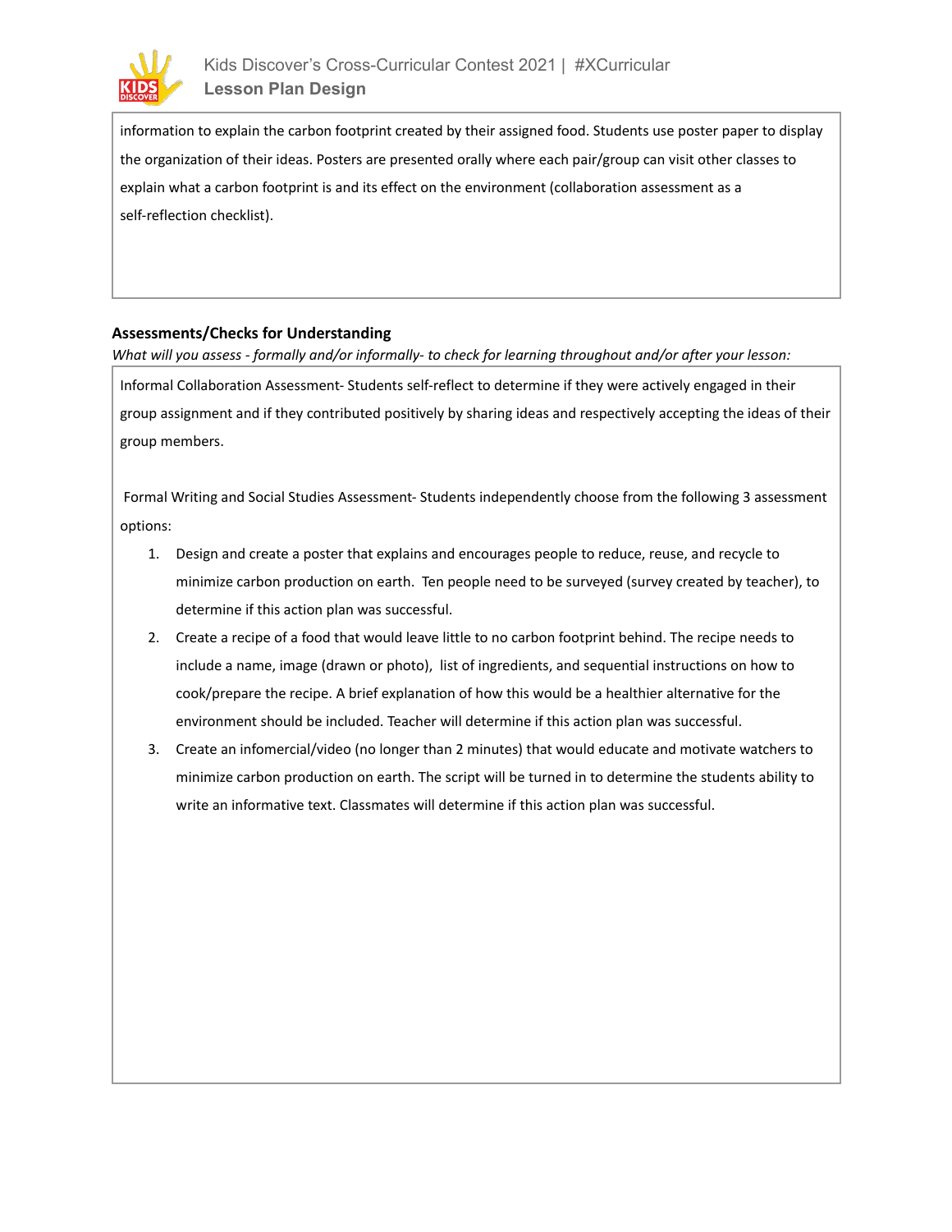information to explain the carbon footprint created by their assigned food. Students use poster paper to display the organization of their ideas. Posters are presented orally where each pair/group can visit other classes to explain what a carbon footprint is and its effect on the environment (collaboration assessment as a self-reflection checklist).

### Assessments/Checks for Understanding

*What will you assess - formally and/or informally- to check for learning throughout and/or after your lesson:*

Informal Collaboration Assessment- Students self-reflect to determine if they were actively engaged in their group assignment and if they contributed positively by sharing ideas and respectively accepting the ideas of their group members.

Formal Writing and Social Studies Assessment- Students independently choose from the following 3 assessment options:

1. Design and create a poster that explains and encourages people to reduce, reuse, and recycle to minimize carbon production on earth. Ten people need to be surveyed (survey created by teacher), to determine if this action plan was successful.
2. Create a recipe of a food that would leave little to no carbon footprint behind. The recipe needs to include a name, image (drawn or photo), list of ingredients, and sequential instructions on how to cook/prepare the recipe. A brief explanation of how this would be a healthier alternative for the environment should be included. Teacher will determine if this action plan was successful.
3. Create an infomercial/video (no longer than 2 minutes) that would educate and motivate watchers to minimize carbon production on earth. The script will be turned in to determine the students ability to write an informative text. Classmates will determine if this action plan was successful.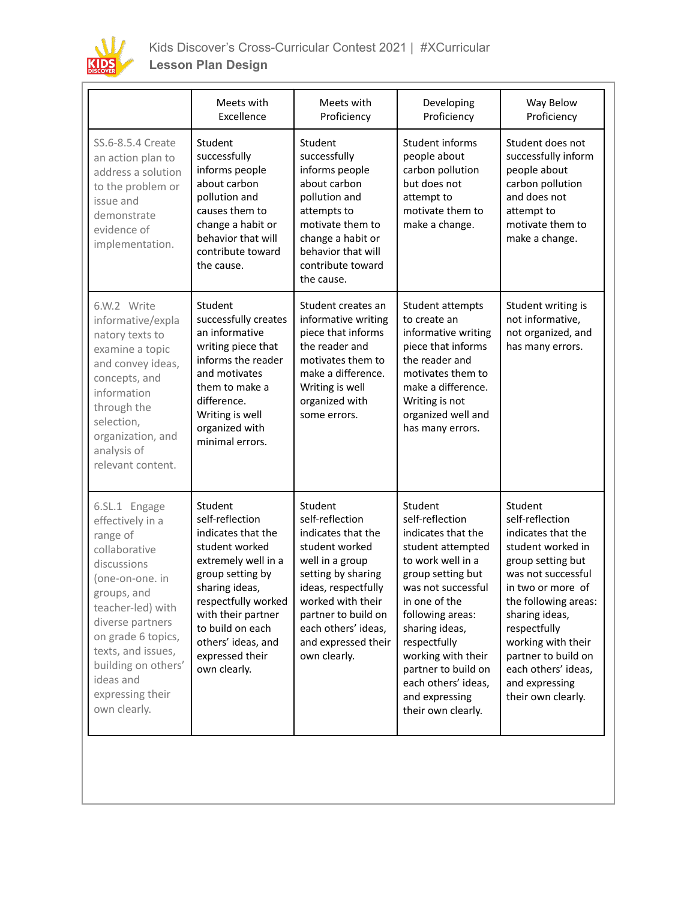| | Meets with Excellence | Meets with Proficiency | Developing Proficiency | Way Below Proficiency |
|---|---|---|---|---|
| SS.6-8.5.4 Create an action plan to address a solution to the problem or issue and demonstrate evidence of implementation. | Student successfully informs people about carbon pollution and causes them to change a habit or behavior that will contribute toward the cause. | Student successfully informs people about carbon pollution and attempts to motivate them to change a habit or behavior that will contribute toward the cause. | Student informs people about carbon pollution but does not attempt to motivate them to make a change. | Student does not successfully inform people about carbon pollution and does not attempt to motivate them to make a change. |
| 6.W.2 Write informative/explanatory texts to examine a topic and convey ideas, concepts, and information through the selection, organization, and analysis of relevant content. | Student successfully creates an informative writing piece that informs the reader and motivates them to make a difference. Writing is well organized with minimal errors. | Student creates an informative writing piece that informs the reader and motivates them to make a difference. Writing is well organized with some errors. | Student attempts to create an informative writing piece that informs the reader and motivates them to make a difference. Writing is not organized well and has many errors. | Student writing is not informative, not organized, and has many errors. |
| 6.SL.1 Engage effectively in a range of collaborative discussions (one-on-one. in groups, and teacher-led) with diverse partners on grade 6 topics, texts, and issues, building on others' ideas and expressing their own clearly. | Student self-reflection indicates that the student worked extremely well in a group setting by sharing ideas, respectfully worked with their partner to build on each others' ideas, and expressed their own clearly. | Student self-reflection indicates that the student worked well in a group setting by sharing ideas, respectfully worked with their partner to build on each others' ideas, and expressed their own clearly. | Student self-reflection indicates that the student attempted to work well in a group setting but was not successful in one of the following areas: sharing ideas, respectfully working with their partner to build on each others' ideas, and expressing their own clearly. | Student self-reflection indicates that the student worked in group setting but was not successful in two or more of the following areas: sharing ideas, respectfully working with their partner to build on each others' ideas, and expressing their own clearly. |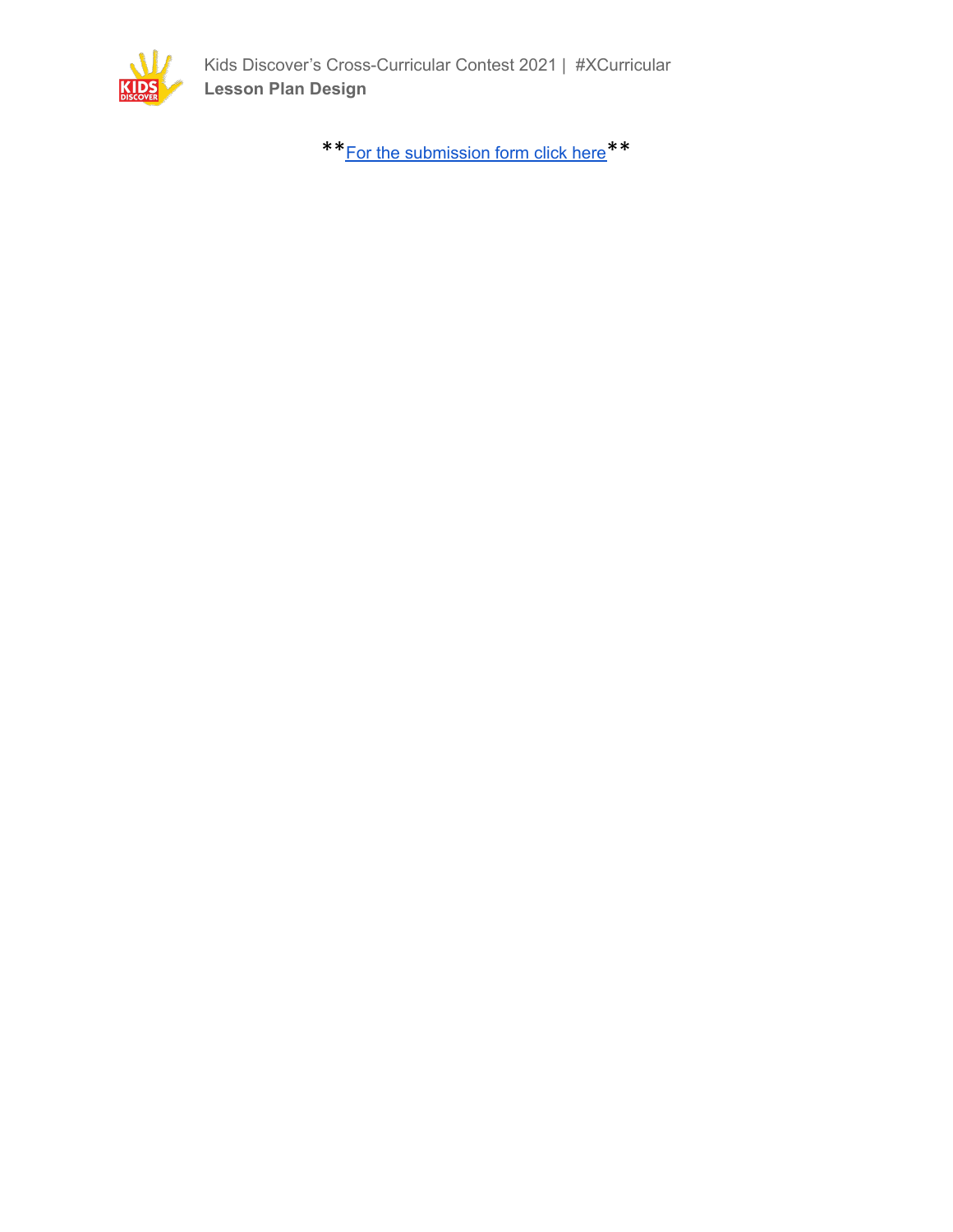**For the submission form click here**